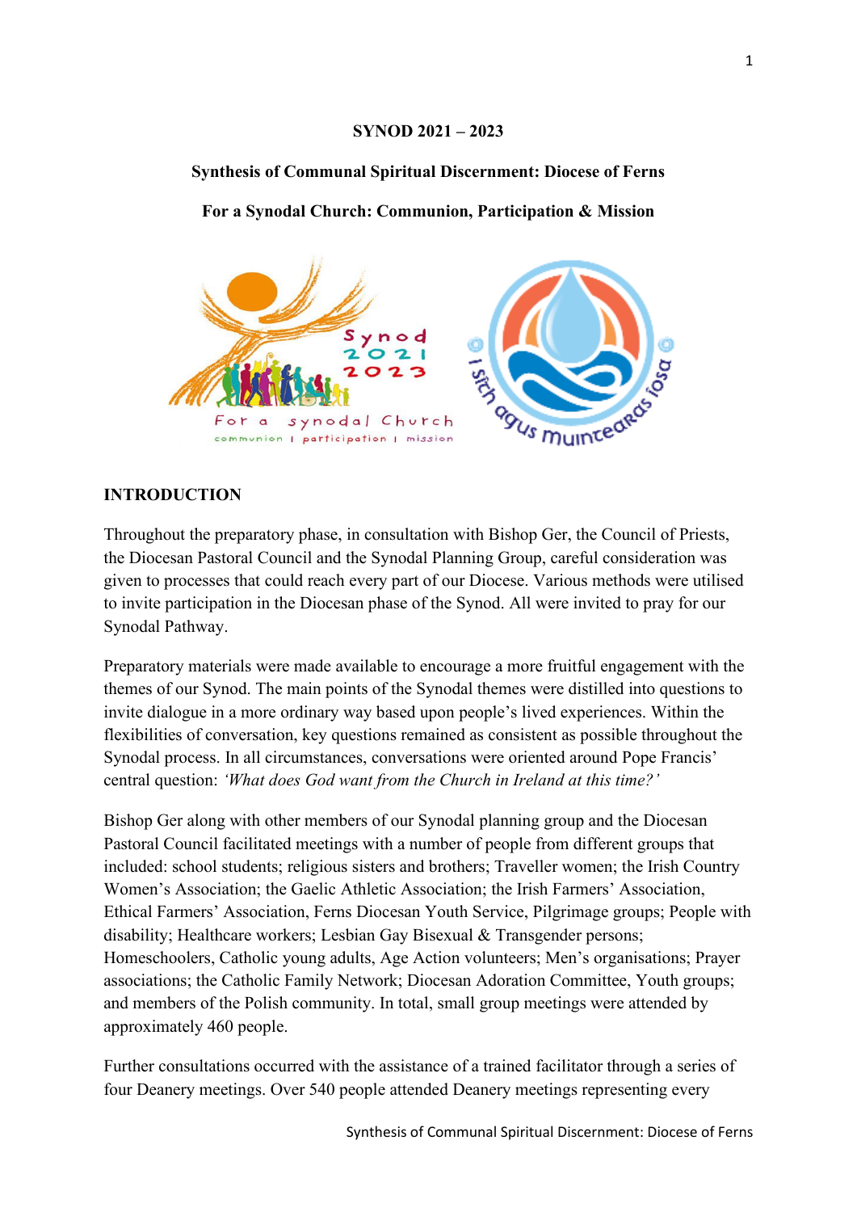**SYNOD 2021 – 2023**

**Synthesis of Communal Spiritual Discernment: Diocese of Ferns**

**For a Synodal Church: Communion, Participation & Mission**

## INTRODUCTION

Throughout the preparatory phase, in consultation with Bishop Ger, the Council of Priests, the Diocesan Pastoral Council and the Synodal Planning Group, careful consideration was given to processes that could reach every part of our Diocese. Various methods were utilised to invite participation in the Diocesan phase of the Synod. All were invited to pray for our Synodal Pathway.

Preparatory materials were made available to encourage a more fruitful engagement with the themes of our Synod. The main points of the Synodal themes were distilled into questions to invite dialogue in a more ordinary way based upon people's lived experiences. Within the flexibilities of conversation, key questions remained as consistent as possible throughout the Synodal process. In all circumstances, conversations were oriented around Pope Francis' central question: *'What does God want from the Church in Ireland at this time?'*

Bishop Ger along with other members of our Synodal planning group and the Diocesan Pastoral Council facilitated meetings with a number of people from different groups that included: school students; religious sisters and brothers; Traveller women; the Irish Country Women's Association; the Gaelic Athletic Association; the Irish Farmers' Association, Ethical Farmers' Association, Ferns Diocesan Youth Service, Pilgrimage groups; People with disability; Healthcare workers; Lesbian Gay Bisexual & Transgender persons; Homeschoolers, Catholic young adults, Age Action volunteers; Men's organisations; Prayer associations; the Catholic Family Network; Diocesan Adoration Committee, Youth groups; and members of the Polish community. In total, small group meetings were attended by approximately 460 people.

Further consultations occurred with the assistance of a trained facilitator through a series of four Deanery meetings. Over 540 people attended Deanery meetings representing every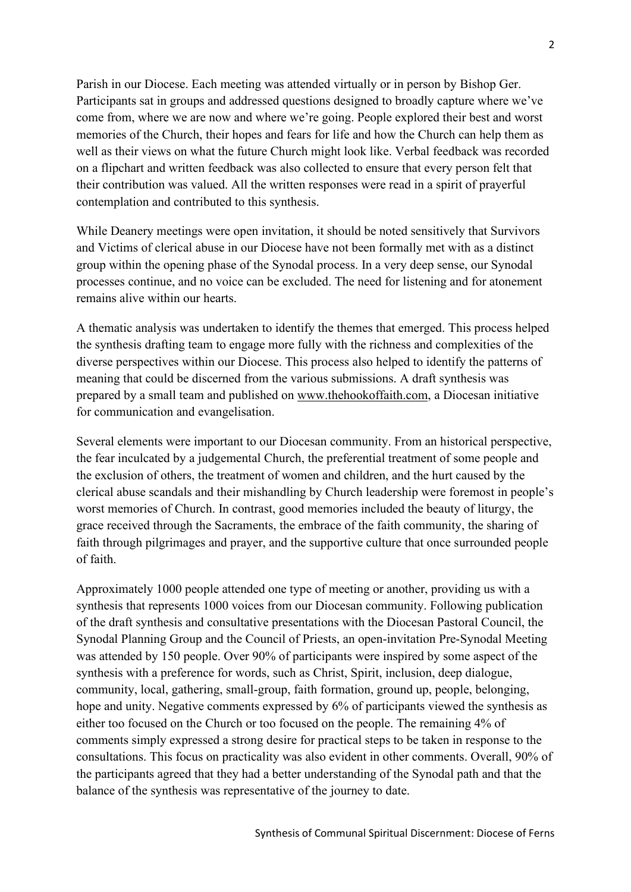Parish in our Diocese. Each meeting was attended virtually or in person by Bishop Ger. Participants sat in groups and addressed questions designed to broadly capture where we've come from, where we are now and where we're going. People explored their best and worst memories of the Church, their hopes and fears for life and how the Church can help them as well as their views on what the future Church might look like. Verbal feedback was recorded on a flipchart and written feedback was also collected to ensure that every person felt that their contribution was valued. All the written responses were read in a spirit of prayerful contemplation and contributed to this synthesis.

While Deanery meetings were open invitation, it should be noted sensitively that Survivors and Victims of clerical abuse in our Diocese have not been formally met with as a distinct group within the opening phase of the Synodal process. In a very deep sense, our Synodal processes continue, and no voice can be excluded. The need for listening and for atonement remains alive within our hearts.

A thematic analysis was undertaken to identify the themes that emerged. This process helped the synthesis drafting team to engage more fully with the richness and complexities of the diverse perspectives within our Diocese. This process also helped to identify the patterns of meaning that could be discerned from the various submissions. A draft synthesis was prepared by a small team and published on www.thehookoffaith.com, a Diocesan initiative for communication and evangelisation.

Several elements were important to our Diocesan community. From an historical perspective, the fear inculcated by a judgemental Church, the preferential treatment of some people and the exclusion of others, the treatment of women and children, and the hurt caused by the clerical abuse scandals and their mishandling by Church leadership were foremost in people's worst memories of Church. In contrast, good memories included the beauty of liturgy, the grace received through the Sacraments, the embrace of the faith community, the sharing of faith through pilgrimages and prayer, and the supportive culture that once surrounded people of faith.

Approximately 1000 people attended one type of meeting or another, providing us with a synthesis that represents 1000 voices from our Diocesan community. Following publication of the draft synthesis and consultative presentations with the Diocesan Pastoral Council, the Synodal Planning Group and the Council of Priests, an open-invitation Pre-Synodal Meeting was attended by 150 people. Over 90% of participants were inspired by some aspect of the synthesis with a preference for words, such as Christ, Spirit, inclusion, deep dialogue, community, local, gathering, small-group, faith formation, ground up, people, belonging, hope and unity. Negative comments expressed by 6% of participants viewed the synthesis as either too focused on the Church or too focused on the people. The remaining 4% of comments simply expressed a strong desire for practical steps to be taken in response to the consultations. This focus on practicality was also evident in other comments. Overall, 90% of the participants agreed that they had a better understanding of the Synodal path and that the balance of the synthesis was representative of the journey to date.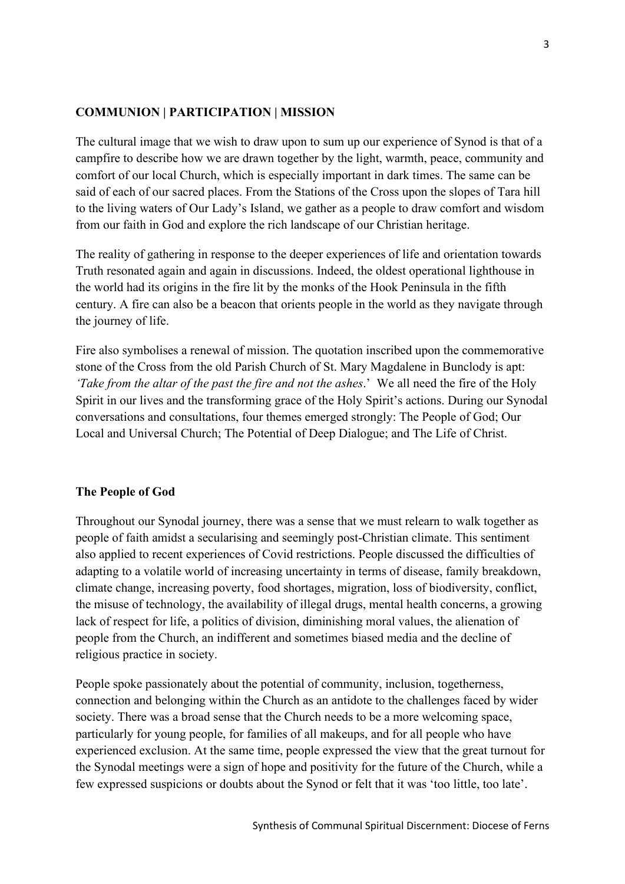## COMMUNION | PARTICIPATION | MISSION

The cultural image that we wish to draw upon to sum up our experience of Synod is that of a campfire to describe how we are drawn together by the light, warmth, peace, community and comfort of our local Church, which is especially important in dark times. The same can be said of each of our sacred places. From the Stations of the Cross upon the slopes of Tara hill to the living waters of Our Lady's Island, we gather as a people to draw comfort and wisdom from our faith in God and explore the rich landscape of our Christian heritage.

The reality of gathering in response to the deeper experiences of life and orientation towards Truth resonated again and again in discussions. Indeed, the oldest operational lighthouse in the world had its origins in the fire lit by the monks of the Hook Peninsula in the fifth century. A fire can also be a beacon that orients people in the world as they navigate through the journey of life.

Fire also symbolises a renewal of mission. The quotation inscribed upon the commemorative stone of the Cross from the old Parish Church of St. Mary Magdalene in Bunclody is apt: *'Take from the altar of the past the fire and not the ashes*.' We all need the fire of the Holy Spirit in our lives and the transforming grace of the Holy Spirit's actions. During our Synodal conversations and consultations, four themes emerged strongly: The People of God; Our Local and Universal Church; The Potential of Deep Dialogue; and The Life of Christ.

### The People of God

Throughout our Synodal journey, there was a sense that we must relearn to walk together as people of faith amidst a secularising and seemingly post-Christian climate. This sentiment also applied to recent experiences of Covid restrictions. People discussed the difficulties of adapting to a volatile world of increasing uncertainty in terms of disease, family breakdown, climate change, increasing poverty, food shortages, migration, loss of biodiversity, conflict, the misuse of technology, the availability of illegal drugs, mental health concerns, a growing lack of respect for life, a politics of division, diminishing moral values, the alienation of people from the Church, an indifferent and sometimes biased media and the decline of religious practice in society.

People spoke passionately about the potential of community, inclusion, togetherness, connection and belonging within the Church as an antidote to the challenges faced by wider society. There was a broad sense that the Church needs to be a more welcoming space, particularly for young people, for families of all makeups, and for all people who have experienced exclusion. At the same time, people expressed the view that the great turnout for the Synodal meetings were a sign of hope and positivity for the future of the Church, while a few expressed suspicions or doubts about the Synod or felt that it was 'too little, too late'.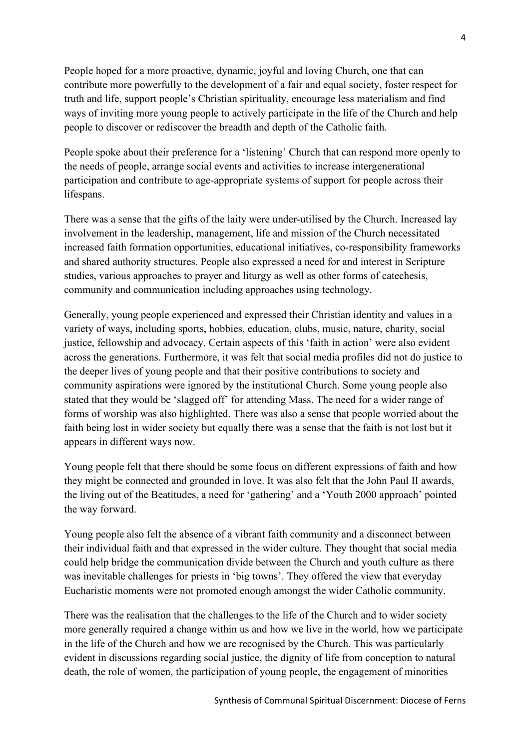People hoped for a more proactive, dynamic, joyful and loving Church, one that can contribute more powerfully to the development of a fair and equal society, foster respect for truth and life, support people's Christian spirituality, encourage less materialism and find ways of inviting more young people to actively participate in the life of the Church and help people to discover or rediscover the breadth and depth of the Catholic faith.

People spoke about their preference for a 'listening' Church that can respond more openly to the needs of people, arrange social events and activities to increase intergenerational participation and contribute to age-appropriate systems of support for people across their lifespans.

There was a sense that the gifts of the laity were under-utilised by the Church. Increased lay involvement in the leadership, management, life and mission of the Church necessitated increased faith formation opportunities, educational initiatives, co-responsibility frameworks and shared authority structures. People also expressed a need for and interest in Scripture studies, various approaches to prayer and liturgy as well as other forms of catechesis, community and communication including approaches using technology.

Generally, young people experienced and expressed their Christian identity and values in a variety of ways, including sports, hobbies, education, clubs, music, nature, charity, social justice, fellowship and advocacy. Certain aspects of this 'faith in action' were also evident across the generations. Furthermore, it was felt that social media profiles did not do justice to the deeper lives of young people and that their positive contributions to society and community aspirations were ignored by the institutional Church. Some young people also stated that they would be 'slagged off' for attending Mass. The need for a wider range of forms of worship was also highlighted. There was also a sense that people worried about the faith being lost in wider society but equally there was a sense that the faith is not lost but it appears in different ways now.

Young people felt that there should be some focus on different expressions of faith and how they might be connected and grounded in love. It was also felt that the John Paul II awards, the living out of the Beatitudes, a need for 'gathering' and a 'Youth 2000 approach' pointed the way forward.

Young people also felt the absence of a vibrant faith community and a disconnect between their individual faith and that expressed in the wider culture. They thought that social media could help bridge the communication divide between the Church and youth culture as there was inevitable challenges for priests in 'big towns'. They offered the view that everyday Eucharistic moments were not promoted enough amongst the wider Catholic community.

There was the realisation that the challenges to the life of the Church and to wider society more generally required a change within us and how we live in the world, how we participate in the life of the Church and how we are recognised by the Church. This was particularly evident in discussions regarding social justice, the dignity of life from conception to natural death, the role of women, the participation of young people, the engagement of minorities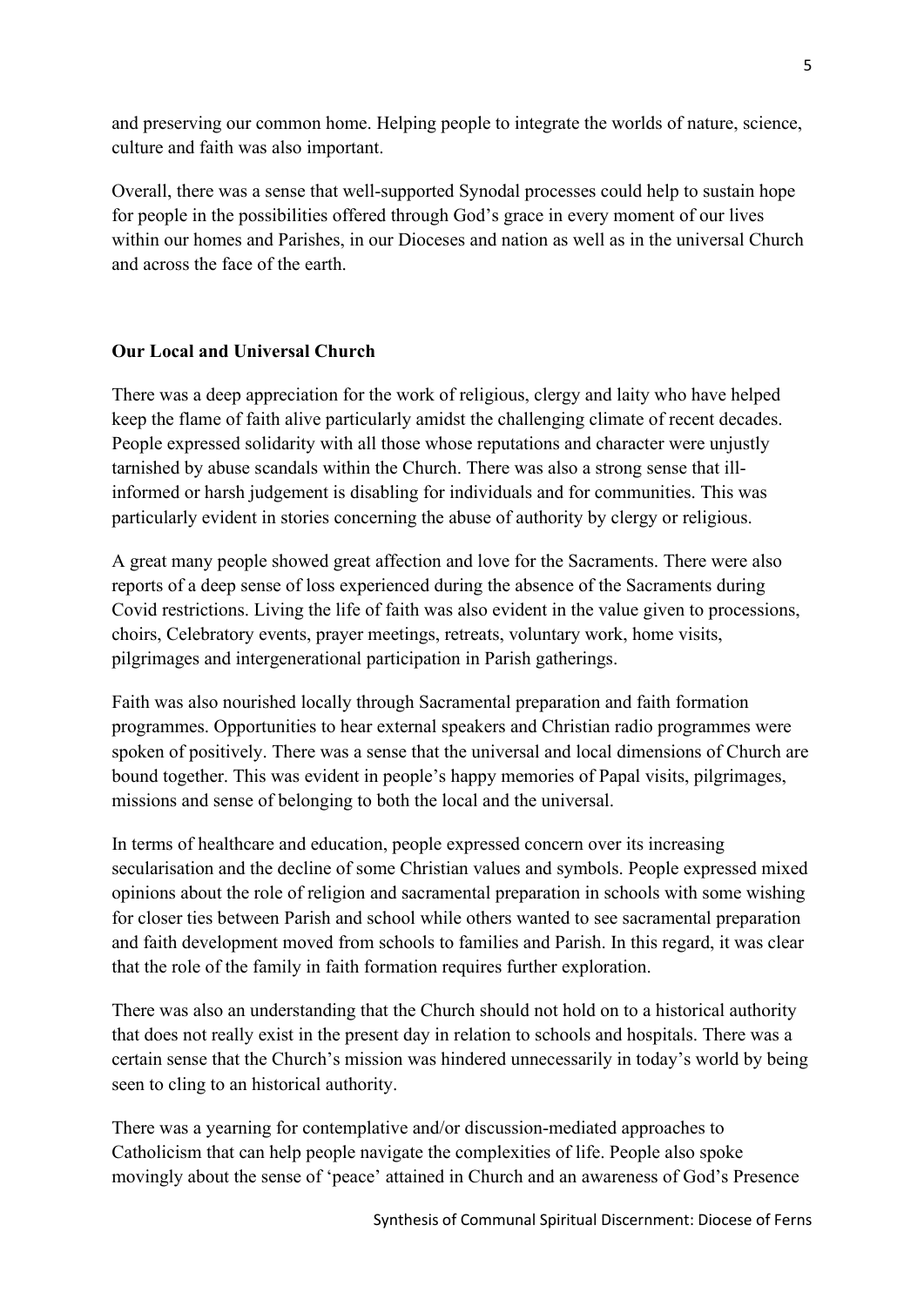and preserving our common home. Helping people to integrate the worlds of nature, science, culture and faith was also important.

Overall, there was a sense that well-supported Synodal processes could help to sustain hope for people in the possibilities offered through God's grace in every moment of our lives within our homes and Parishes, in our Dioceses and nation as well as in the universal Church and across the face of the earth.

## Our Local and Universal Church

There was a deep appreciation for the work of religious, clergy and laity who have helped keep the flame of faith alive particularly amidst the challenging climate of recent decades. People expressed solidarity with all those whose reputations and character were unjustly tarnished by abuse scandals within the Church. There was also a strong sense that ill-informed or harsh judgement is disabling for individuals and for communities. This was particularly evident in stories concerning the abuse of authority by clergy or religious.

A great many people showed great affection and love for the Sacraments. There were also reports of a deep sense of loss experienced during the absence of the Sacraments during Covid restrictions. Living the life of faith was also evident in the value given to processions, choirs, Celebratory events, prayer meetings, retreats, voluntary work, home visits, pilgrimages and intergenerational participation in Parish gatherings.

Faith was also nourished locally through Sacramental preparation and faith formation programmes. Opportunities to hear external speakers and Christian radio programmes were spoken of positively. There was a sense that the universal and local dimensions of Church are bound together. This was evident in people's happy memories of Papal visits, pilgrimages, missions and sense of belonging to both the local and the universal.

In terms of healthcare and education, people expressed concern over its increasing secularisation and the decline of some Christian values and symbols. People expressed mixed opinions about the role of religion and sacramental preparation in schools with some wishing for closer ties between Parish and school while others wanted to see sacramental preparation and faith development moved from schools to families and Parish. In this regard, it was clear that the role of the family in faith formation requires further exploration.

There was also an understanding that the Church should not hold on to a historical authority that does not really exist in the present day in relation to schools and hospitals. There was a certain sense that the Church's mission was hindered unnecessarily in today's world by being seen to cling to an historical authority.

There was a yearning for contemplative and/or discussion-mediated approaches to Catholicism that can help people navigate the complexities of life. People also spoke movingly about the sense of 'peace' attained in Church and an awareness of God's Presence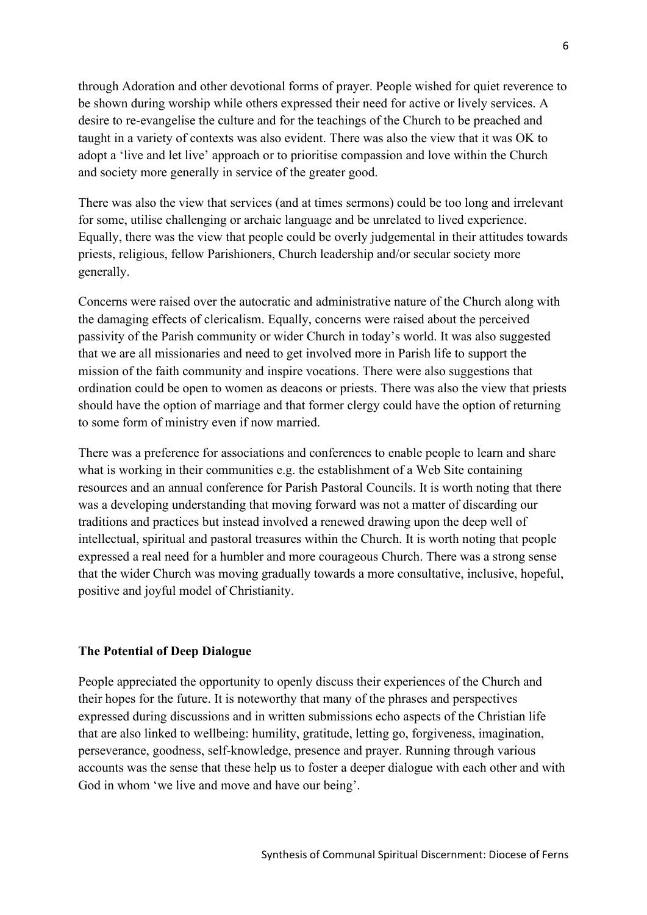through Adoration and other devotional forms of prayer. People wished for quiet reverence to be shown during worship while others expressed their need for active or lively services. A desire to re-evangelise the culture and for the teachings of the Church to be preached and taught in a variety of contexts was also evident. There was also the view that it was OK to adopt a 'live and let live' approach or to prioritise compassion and love within the Church and society more generally in service of the greater good.

There was also the view that services (and at times sermons) could be too long and irrelevant for some, utilise challenging or archaic language and be unrelated to lived experience. Equally, there was the view that people could be overly judgemental in their attitudes towards priests, religious, fellow Parishioners, Church leadership and/or secular society more generally.

Concerns were raised over the autocratic and administrative nature of the Church along with the damaging effects of clericalism. Equally, concerns were raised about the perceived passivity of the Parish community or wider Church in today's world. It was also suggested that we are all missionaries and need to get involved more in Parish life to support the mission of the faith community and inspire vocations. There were also suggestions that ordination could be open to women as deacons or priests. There was also the view that priests should have the option of marriage and that former clergy could have the option of returning to some form of ministry even if now married.

There was a preference for associations and conferences to enable people to learn and share what is working in their communities e.g. the establishment of a Web Site containing resources and an annual conference for Parish Pastoral Councils. It is worth noting that there was a developing understanding that moving forward was not a matter of discarding our traditions and practices but instead involved a renewed drawing upon the deep well of intellectual, spiritual and pastoral treasures within the Church. It is worth noting that people expressed a real need for a humbler and more courageous Church. There was a strong sense that the wider Church was moving gradually towards a more consultative, inclusive, hopeful, positive and joyful model of Christianity.

**The Potential of Deep Dialogue**

People appreciated the opportunity to openly discuss their experiences of the Church and their hopes for the future. It is noteworthy that many of the phrases and perspectives expressed during discussions and in written submissions echo aspects of the Christian life that are also linked to wellbeing: humility, gratitude, letting go, forgiveness, imagination, perseverance, goodness, self-knowledge, presence and prayer. Running through various accounts was the sense that these help us to foster a deeper dialogue with each other and with God in whom 'we live and move and have our being'.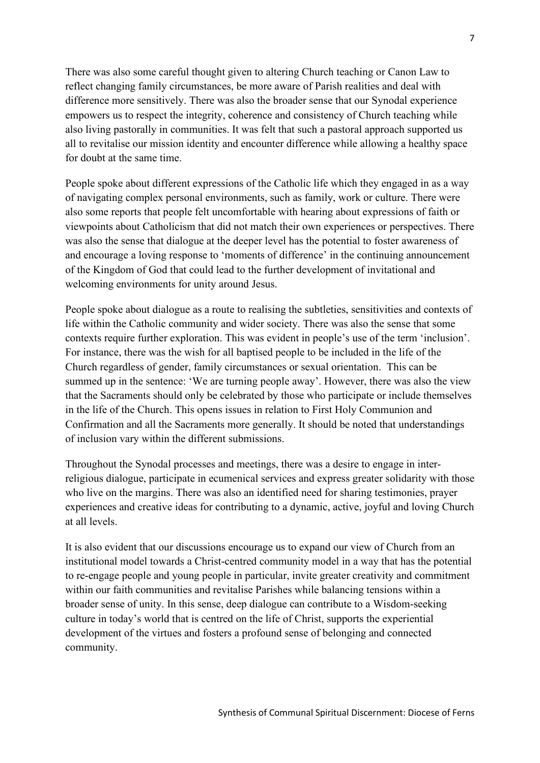There was also some careful thought given to altering Church teaching or Canon Law to reflect changing family circumstances, be more aware of Parish realities and deal with difference more sensitively. There was also the broader sense that our Synodal experience empowers us to respect the integrity, coherence and consistency of Church teaching while also living pastorally in communities. It was felt that such a pastoral approach supported us all to revitalise our mission identity and encounter difference while allowing a healthy space for doubt at the same time.

People spoke about different expressions of the Catholic life which they engaged in as a way of navigating complex personal environments, such as family, work or culture. There were also some reports that people felt uncomfortable with hearing about expressions of faith or viewpoints about Catholicism that did not match their own experiences or perspectives. There was also the sense that dialogue at the deeper level has the potential to foster awareness of and encourage a loving response to 'moments of difference' in the continuing announcement of the Kingdom of God that could lead to the further development of invitational and welcoming environments for unity around Jesus.

People spoke about dialogue as a route to realising the subtleties, sensitivities and contexts of life within the Catholic community and wider society. There was also the sense that some contexts require further exploration. This was evident in people's use of the term 'inclusion'. For instance, there was the wish for all baptised people to be included in the life of the Church regardless of gender, family circumstances or sexual orientation. This can be summed up in the sentence: 'We are turning people away'. However, there was also the view that the Sacraments should only be celebrated by those who participate or include themselves in the life of the Church. This opens issues in relation to First Holy Communion and Confirmation and all the Sacraments more generally. It should be noted that understandings of inclusion vary within the different submissions.

Throughout the Synodal processes and meetings, there was a desire to engage in inter-religious dialogue, participate in ecumenical services and express greater solidarity with those who live on the margins. There was also an identified need for sharing testimonies, prayer experiences and creative ideas for contributing to a dynamic, active, joyful and loving Church at all levels.

It is also evident that our discussions encourage us to expand our view of Church from an institutional model towards a Christ-centred community model in a way that has the potential to re-engage people and young people in particular, invite greater creativity and commitment within our faith communities and revitalise Parishes while balancing tensions within a broader sense of unity. In this sense, deep dialogue can contribute to a Wisdom-seeking culture in today's world that is centred on the life of Christ, supports the experiential development of the virtues and fosters a profound sense of belonging and connected community.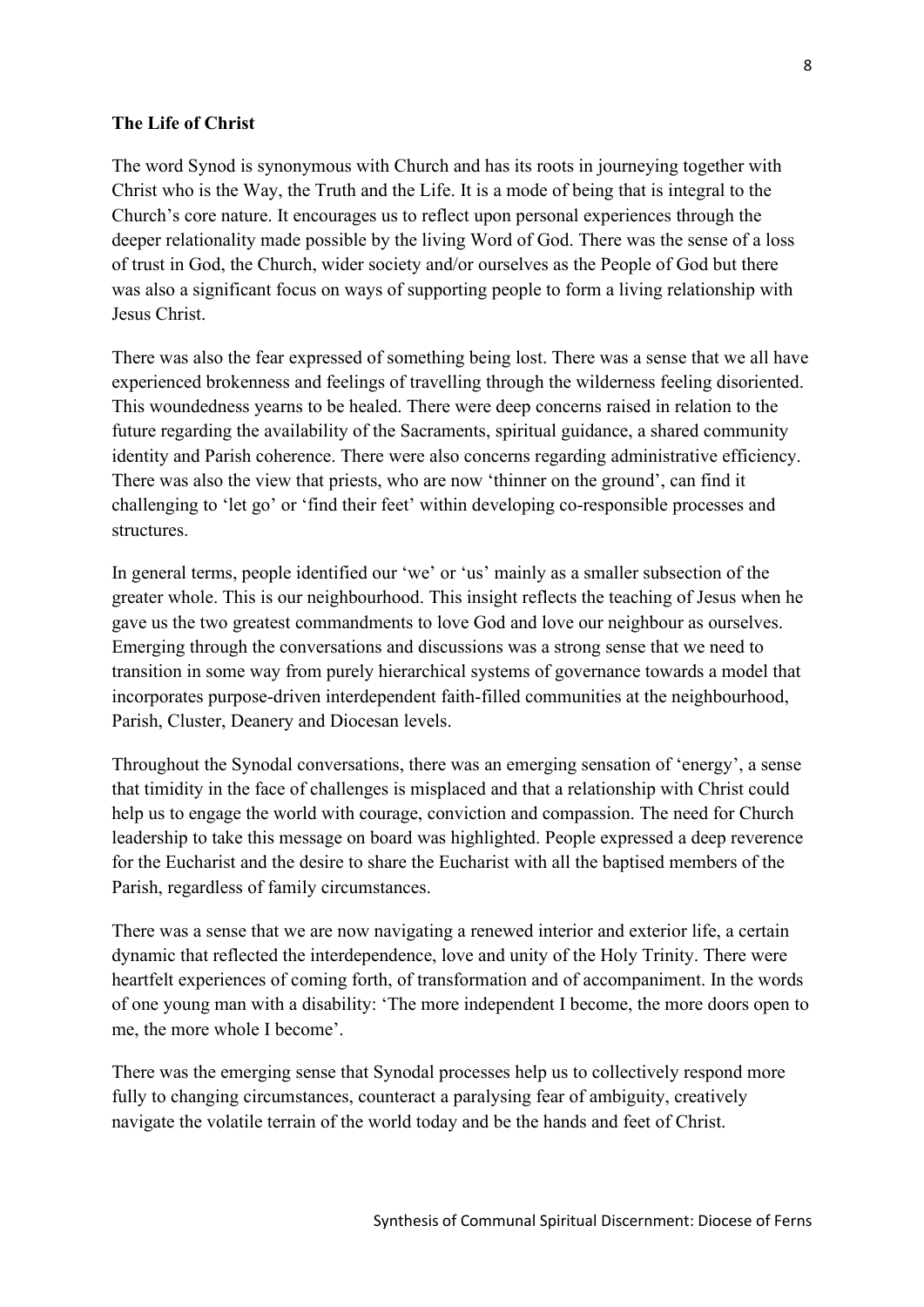**The Life of Christ**

The word Synod is synonymous with Church and has its roots in journeying together with Christ who is the Way, the Truth and the Life. It is a mode of being that is integral to the Church's core nature. It encourages us to reflect upon personal experiences through the deeper relationality made possible by the living Word of God. There was the sense of a loss of trust in God, the Church, wider society and/or ourselves as the People of God but there was also a significant focus on ways of supporting people to form a living relationship with Jesus Christ.

There was also the fear expressed of something being lost. There was a sense that we all have experienced brokenness and feelings of travelling through the wilderness feeling disoriented. This woundedness yearns to be healed. There were deep concerns raised in relation to the future regarding the availability of the Sacraments, spiritual guidance, a shared community identity and Parish coherence. There were also concerns regarding administrative efficiency. There was also the view that priests, who are now 'thinner on the ground', can find it challenging to 'let go' or 'find their feet' within developing co-responsible processes and structures.

In general terms, people identified our 'we' or 'us' mainly as a smaller subsection of the greater whole. This is our neighbourhood. This insight reflects the teaching of Jesus when he gave us the two greatest commandments to love God and love our neighbour as ourselves. Emerging through the conversations and discussions was a strong sense that we need to transition in some way from purely hierarchical systems of governance towards a model that incorporates purpose-driven interdependent faith-filled communities at the neighbourhood, Parish, Cluster, Deanery and Diocesan levels.

Throughout the Synodal conversations, there was an emerging sensation of 'energy', a sense that timidity in the face of challenges is misplaced and that a relationship with Christ could help us to engage the world with courage, conviction and compassion. The need for Church leadership to take this message on board was highlighted. People expressed a deep reverence for the Eucharist and the desire to share the Eucharist with all the baptised members of the Parish, regardless of family circumstances.

There was a sense that we are now navigating a renewed interior and exterior life, a certain dynamic that reflected the interdependence, love and unity of the Holy Trinity. There were heartfelt experiences of coming forth, of transformation and of accompaniment. In the words of one young man with a disability: 'The more independent I become, the more doors open to me, the more whole I become'.

There was the emerging sense that Synodal processes help us to collectively respond more fully to changing circumstances, counteract a paralysing fear of ambiguity, creatively navigate the volatile terrain of the world today and be the hands and feet of Christ.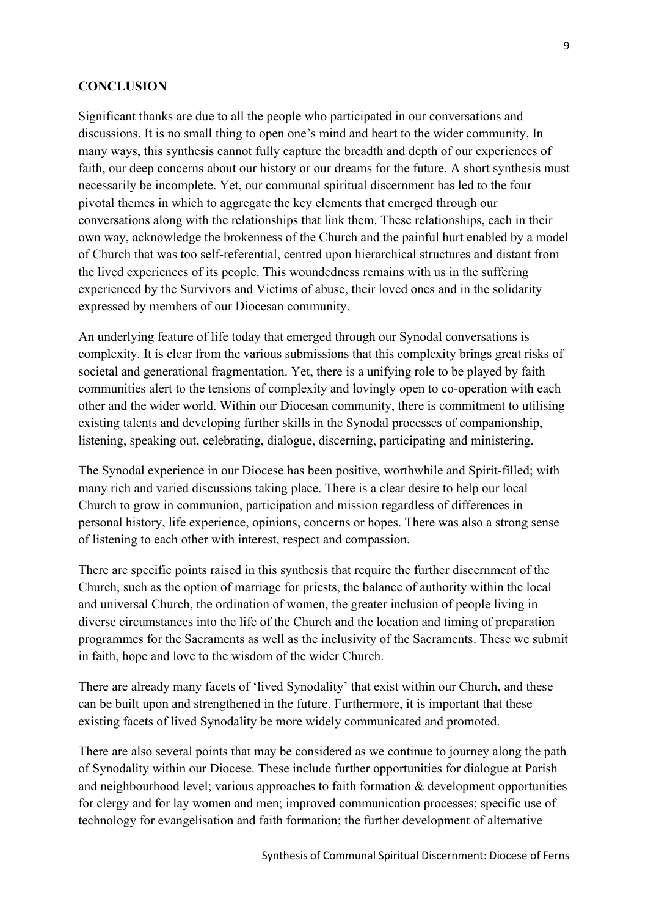**CONCLUSION**

Significant thanks are due to all the people who participated in our conversations and discussions. It is no small thing to open one's mind and heart to the wider community. In many ways, this synthesis cannot fully capture the breadth and depth of our experiences of faith, our deep concerns about our history or our dreams for the future. A short synthesis must necessarily be incomplete. Yet, our communal spiritual discernment has led to the four pivotal themes in which to aggregate the key elements that emerged through our conversations along with the relationships that link them. These relationships, each in their own way, acknowledge the brokenness of the Church and the painful hurt enabled by a model of Church that was too self-referential, centred upon hierarchical structures and distant from the lived experiences of its people. This woundedness remains with us in the suffering experienced by the Survivors and Victims of abuse, their loved ones and in the solidarity expressed by members of our Diocesan community.

An underlying feature of life today that emerged through our Synodal conversations is complexity. It is clear from the various submissions that this complexity brings great risks of societal and generational fragmentation. Yet, there is a unifying role to be played by faith communities alert to the tensions of complexity and lovingly open to co-operation with each other and the wider world. Within our Diocesan community, there is commitment to utilising existing talents and developing further skills in the Synodal processes of companionship, listening, speaking out, celebrating, dialogue, discerning, participating and ministering.

The Synodal experience in our Diocese has been positive, worthwhile and Spirit-filled; with many rich and varied discussions taking place. There is a clear desire to help our local Church to grow in communion, participation and mission regardless of differences in personal history, life experience, opinions, concerns or hopes. There was also a strong sense of listening to each other with interest, respect and compassion.

There are specific points raised in this synthesis that require the further discernment of the Church, such as the option of marriage for priests, the balance of authority within the local and universal Church, the ordination of women, the greater inclusion of people living in diverse circumstances into the life of the Church and the location and timing of preparation programmes for the Sacraments as well as the inclusivity of the Sacraments. These we submit in faith, hope and love to the wisdom of the wider Church.

There are already many facets of 'lived Synodality' that exist within our Church, and these can be built upon and strengthened in the future. Furthermore, it is important that these existing facets of lived Synodality be more widely communicated and promoted.

There are also several points that may be considered as we continue to journey along the path of Synodality within our Diocese. These include further opportunities for dialogue at Parish and neighbourhood level; various approaches to faith formation & development opportunities for clergy and for lay women and men; improved communication processes; specific use of technology for evangelisation and faith formation; the further development of alternative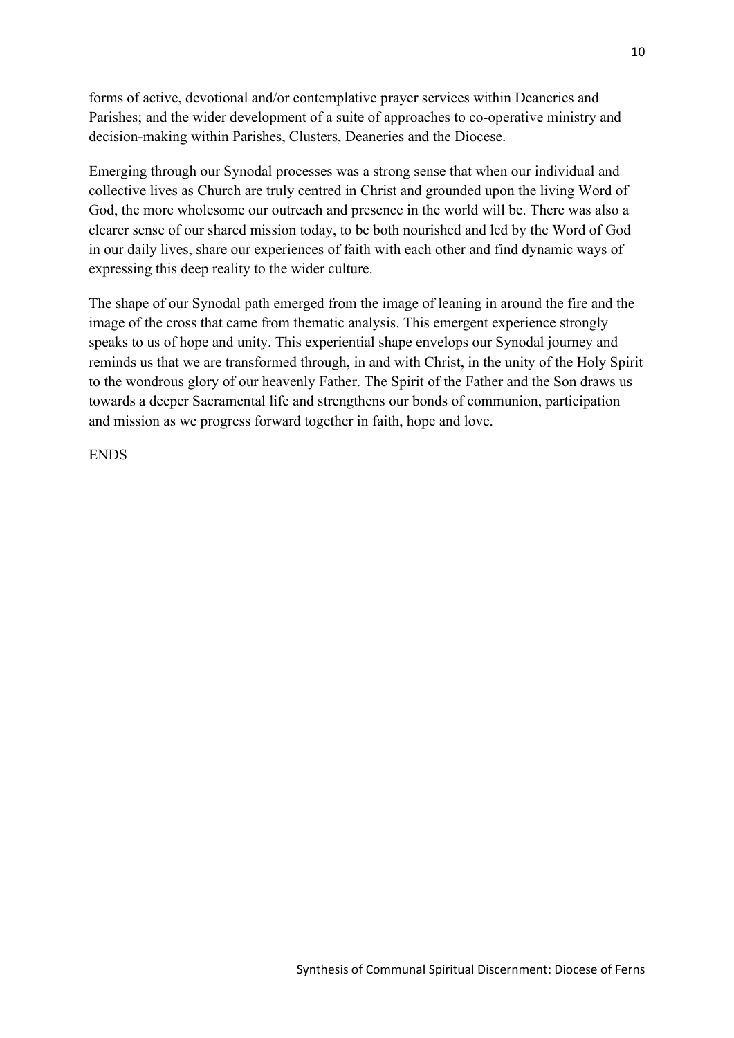forms of active, devotional and/or contemplative prayer services within Deaneries and Parishes; and the wider development of a suite of approaches to co-operative ministry and decision-making within Parishes, Clusters, Deaneries and the Diocese.

Emerging through our Synodal processes was a strong sense that when our individual and collective lives as Church are truly centred in Christ and grounded upon the living Word of God, the more wholesome our outreach and presence in the world will be. There was also a clearer sense of our shared mission today, to be both nourished and led by the Word of God in our daily lives, share our experiences of faith with each other and find dynamic ways of expressing this deep reality to the wider culture.

The shape of our Synodal path emerged from the image of leaning in around the fire and the image of the cross that came from thematic analysis. This emergent experience strongly speaks to us of hope and unity. This experiential shape envelops our Synodal journey and reminds us that we are transformed through, in and with Christ, in the unity of the Holy Spirit to the wondrous glory of our heavenly Father. The Spirit of the Father and the Son draws us towards a deeper Sacramental life and strengthens our bonds of communion, participation and mission as we progress forward together in faith, hope and love.

ENDS